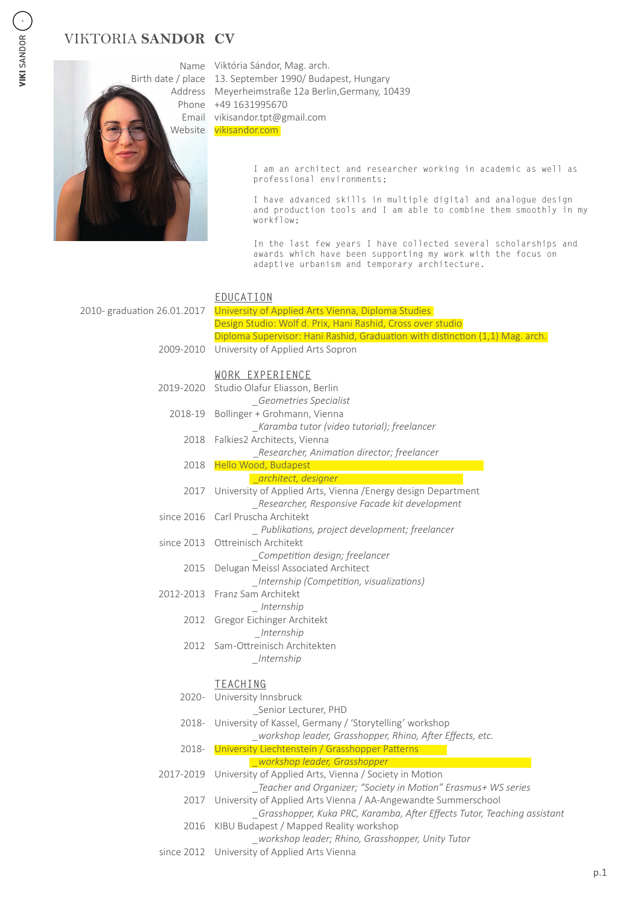# VIKTORIA **SANDOR** CV

Name: Viktória Sándor, Mag. arch.
Birth date / place: 13. September 1990/ Budapest, Hungary
Address: Meyerheimstraße 12a Berlin,Germany, 10439
Phone: +49 1631995670
Email: vikisandor.tpt@gmail.com
Website: vikisandor.com

I am an architect and researcher working in academic as well as professional environments;

I have advanced skills in multiple digital and analogue design and production tools and I am able to combine them smoothly in my workflow;

In the last few years I have collected several scholarships and awards which have been supporting my work with the focus on adaptive urbanism and temporary architecture.

## EDUCATION

2010- graduation 26.01.2017 — University of Applied Arts Vienna, Diploma Studies
Design Studio: Wolf d. Prix, Hani Rashid, Cross over studio
Diploma Supervisor: Hani Rashid, Graduation with distinction (1,1) Mag. arch.

2009-2010 — University of Applied Arts Sopron

## WORK EXPERIENCE

2019-2020 — Studio Olafur Eliasson, Berlin
*_Geometries Specialist*

2018-19 — Bollinger + Grohmann, Vienna
*_Karamba tutor (video tutorial); freelancer*

2018 — Falkies2 Architects, Vienna
*_Researcher, Animation director; freelancer*

2018 — Hello Wood, Budapest
*_architect, designer*

2017 — University of Applied Arts, Vienna /Energy design Department
*_Researcher, Responsive Facade kit development*

since 2016 — Carl Pruscha Architekt
*_ Publikations, project development; freelancer*

since 2013 — Ottreinisch Architekt
*_Competition design; freelancer*

2015 — Delugan Meissl Associated Architect
*_Internship (Competition, visualizations)*

2012-2013 — Franz Sam Architekt
*_ Internship*

2012 — Gregor Eichinger Architekt
*_Internship*

2012 — Sam-Ottreinisch Architekten
*_Internship*

## TEACHING

2020- — University Innsbruck
_Senior Lecturer, PHD

2018- — University of Kassel, Germany / 'Storytelling' workshop
*_workshop leader, Grasshopper, Rhino, After Effects, etc.*

2018- — University Liechtenstein / Grasshopper Patterns
*_workshop leader, Grasshopper*

2017-2019 — University of Applied Arts, Vienna / Society in Motion
*_Teacher and Organizer; "Society in Motion" Erasmus+ WS series*

2017 — University of Applied Arts Vienna / AA-Angewandte Summerschool
*_Grasshopper, Kuka PRC, Karamba, After Effects Tutor, Teaching assistant*

2016 — KIBU Budapest / Mapped Reality workshop
*_workshop leader; Rhino, Grasshopper, Unity Tutor*

since 2012 — University of Applied Arts Vienna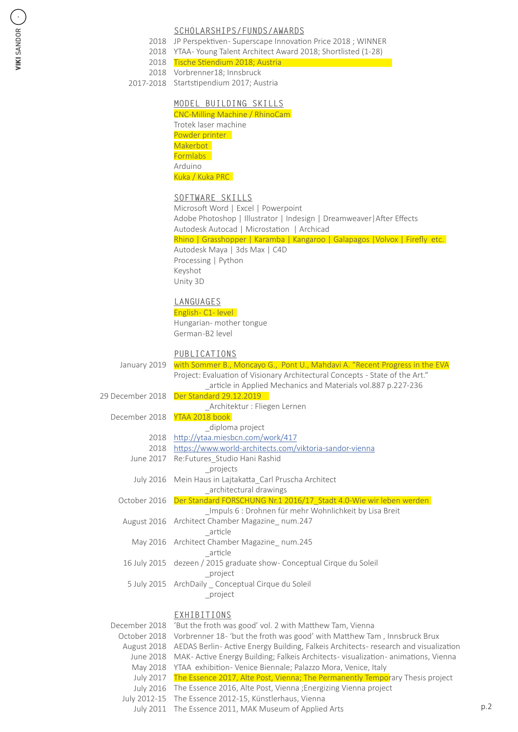## SCHOLARSHIPS/FUNDS/AWARDS

2018 JP Perspektiven- Superscape Innovation Price 2018 ; WINNER
2018 YTAA- Young Talent Architect Award 2018; Shortlisted (1-28)
2018 Tische Stiendium 2018; Austria
2018 Vorbrenner18; Innsbruck
2017-2018 Startstipendium 2017; Austria

## MODEL BUILDING SKILLS

CNC-Milling Machine / RhinoCam
Trotek laser machine
Powder printer
Makerbot
Formlabs
Arduino
Kuka / Kuka PRC

## SOFTWARE SKILLS

Microsoft Word | Excel | Powerpoint
Adobe Photoshop | Illustrator | Indesign | Dreamweaver|After Effects
Autodesk Autocad | Microstation | Archicad
Rhino | Grasshopper | Karamba | Kangaroo | Galapagos |Volvox | Firefly etc.
Autodesk Maya | 3ds Max | C4D
Processing | Python
Keyshot
Unity 3D

## LANGUAGES

English- C1- level
Hungarian- mother tongue
German-B2 level

## PUBLICATIONS

January 2019 with Sommer B., Moncayo G., Pont U., Mahdavi A. "Recent Progress in the EVA Project: Evaluation of Visionary Architectural Concepts - State of the Art."
_article in Applied Mechanics and Materials vol.887 p.227-236

29 December 2018 Der Standard 29.12.2019
_Architektur : Fliegen Lernen

December 2018 YTAA 2018 book
_diploma project

2018 http://ytaa.miesbcn.com/work/417
2018 https://www.world-architects.com/viktoria-sandor-vienna

June 2017 Re:Futures_Studio Hani Rashid
_projects

July 2016 Mein Haus in Lajtakatta_Carl Pruscha Architect
_architectural drawings

October 2016 Der Standard FORSCHUNG Nr.1 2016/17_Stadt 4.0-Wie wir leben werden
_Impuls 6 : Drohnen für mehr Wohnlichkeit by Lisa Breit

August 2016 Architect Chamber Magazine_ num.247
_article

May 2016 Architect Chamber Magazine_ num.245
_article

16 July 2015 dezeen / 2015 graduate show- Conceptual Cirque du Soleil
_project

5 July 2015 ArchDaily _ Conceptual Cirque du Soleil
_project

## EXHIBITIONS

December 2018 'But the froth was good' vol. 2 with Matthew Tam, Vienna
October 2018 Vorbrenner 18- 'but the froth was good' with Matthew Tam , Innsbruck Brux
August 2018 AEDAS Berlin- Active Energy Building, Falkeis Architects- research and visualization
June 2018 MAK- Active Energy Building; Falkeis Architects- visualization- animations, Vienna
May 2018 YTAA exhibition- Venice Biennale; Palazzo Mora, Venice, Italy
July 2017 The Essence 2017, Alte Post, Vienna; The Permanently Temporary Thesis project
July 2016 The Essence 2016, Alte Post, Vienna ;Energizing Vienna project
July 2012-15 The Essence 2012-15, Künstlerhaus, Vienna
July 2011 The Essence 2011, MAK Museum of Applied Arts